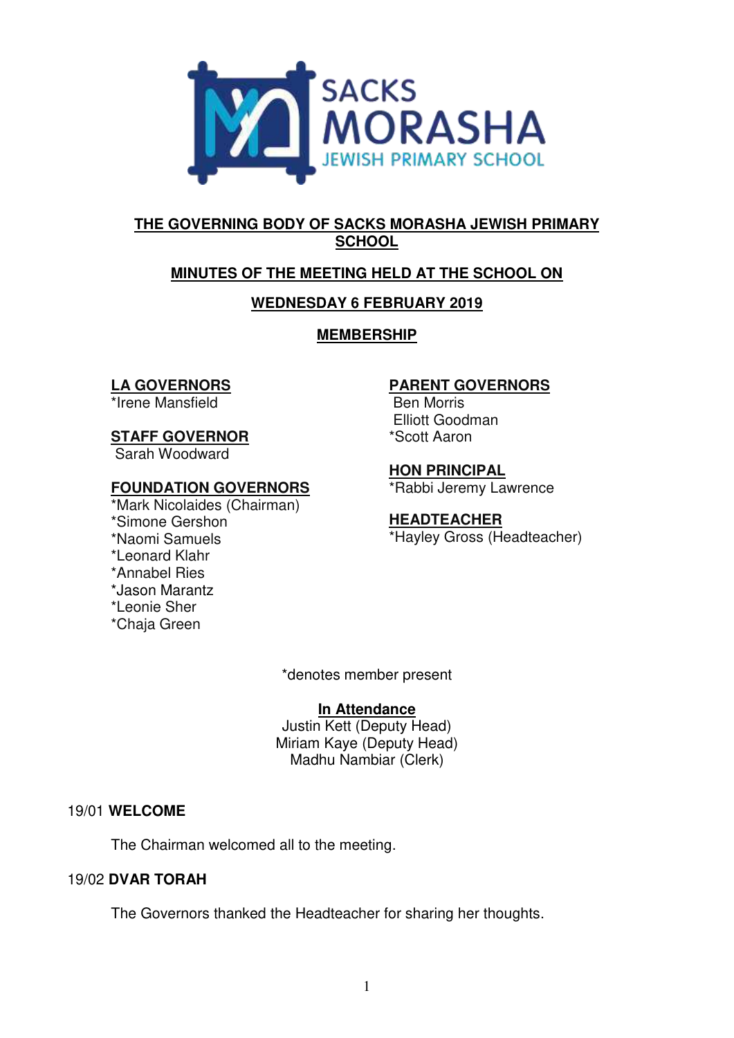# THE GOVERNING BODY OF SACKS MORASHA JEWISH PRIMARY SCHOOL

## MINUTES OF THE MEETING HELD AT THE SCHOOL ON

## WEDNESDAY 6 FEBRUARY 2019

## MEMBERSHIP

**LA GOVERNORS**
*Irene Mansfield

**STAFF GOVERNOR**
Sarah Woodward

**FOUNDATION GOVERNORS**
*Mark Nicolaides (Chairman)
*Simone Gershon
*Naomi Samuels
*Leonard Klahr
*Annabel Ries
*Jason Marantz
*Leonie Sher
*Chaja Green

**PARENT GOVERNORS**
Ben Morris
Elliott Goodman
*Scott Aaron

**HON PRINCIPAL**
*Rabbi Jeremy Lawrence

**HEADTEACHER**
*Hayley Gross (Headteacher)

*denotes member present

**In Attendance**
Justin Kett (Deputy Head)
Miriam Kaye (Deputy Head)
Madhu Nambiar (Clerk)

19/01 **WELCOME**

The Chairman welcomed all to the meeting.

19/02 **DVAR TORAH**

The Governors thanked the Headteacher for sharing her thoughts.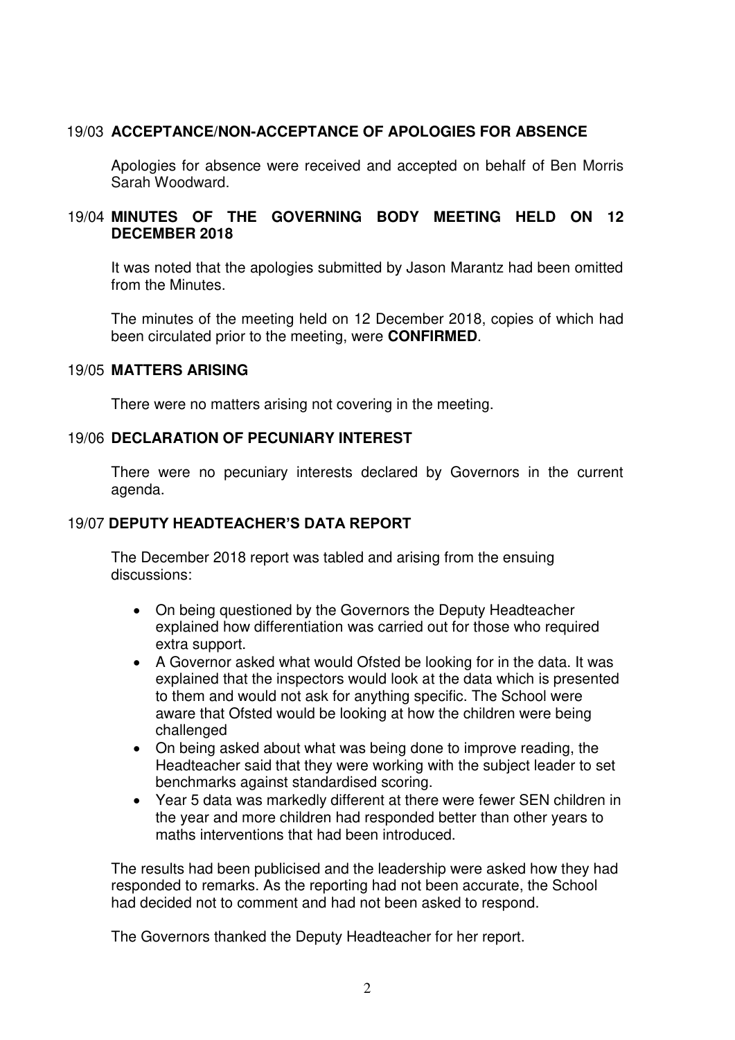## 19/03 ACCEPTANCE/NON-ACCEPTANCE OF APOLOGIES FOR ABSENCE

Apologies for absence were received and accepted on behalf of Ben Morris Sarah Woodward.

## 19/04 MINUTES OF THE GOVERNING BODY MEETING HELD ON 12 DECEMBER 2018

It was noted that the apologies submitted by Jason Marantz had been omitted from the Minutes.

The minutes of the meeting held on 12 December 2018, copies of which had been circulated prior to the meeting, were **CONFIRMED**.

## 19/05 MATTERS ARISING

There were no matters arising not covering in the meeting.

## 19/06 DECLARATION OF PECUNIARY INTEREST

There were no pecuniary interests declared by Governors in the current agenda.

## 19/07 DEPUTY HEADTEACHER'S DATA REPORT

The December 2018 report was tabled and arising from the ensuing discussions:

- On being questioned by the Governors the Deputy Headteacher explained how differentiation was carried out for those who required extra support.
- A Governor asked what would Ofsted be looking for in the data. It was explained that the inspectors would look at the data which is presented to them and would not ask for anything specific. The School were aware that Ofsted would be looking at how the children were being challenged
- On being asked about what was being done to improve reading, the Headteacher said that they were working with the subject leader to set benchmarks against standardised scoring.
- Year 5 data was markedly different at there were fewer SEN children in the year and more children had responded better than other years to maths interventions that had been introduced.

The results had been publicised and the leadership were asked how they had responded to remarks. As the reporting had not been accurate, the School had decided not to comment and had not been asked to respond.

The Governors thanked the Deputy Headteacher for her report.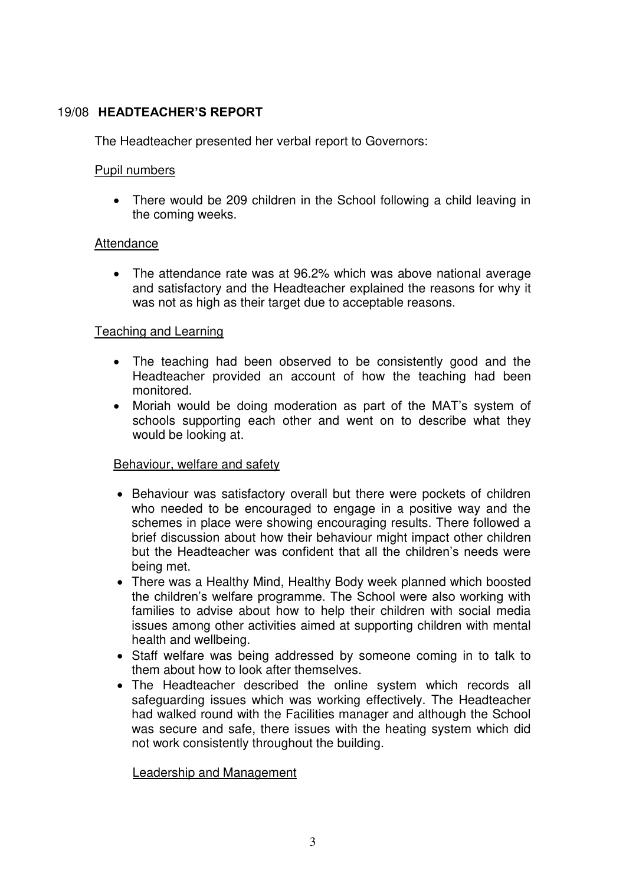## 19/08 **HEADTEACHER'S REPORT**

The Headteacher presented her verbal report to Governors:

Pupil numbers

- There would be 209 children in the School following a child leaving in the coming weeks.

Attendance

- The attendance rate was at 96.2% which was above national average and satisfactory and the Headteacher explained the reasons for why it was not as high as their target due to acceptable reasons.

Teaching and Learning

- The teaching had been observed to be consistently good and the Headteacher provided an account of how the teaching had been monitored.
- Moriah would be doing moderation as part of the MAT's system of schools supporting each other and went on to describe what they would be looking at.

Behaviour, welfare and safety

- Behaviour was satisfactory overall but there were pockets of children who needed to be encouraged to engage in a positive way and the schemes in place were showing encouraging results. There followed a brief discussion about how their behaviour might impact other children but the Headteacher was confident that all the children's needs were being met.
- There was a Healthy Mind, Healthy Body week planned which boosted the children's welfare programme. The School were also working with families to advise about how to help their children with social media issues among other activities aimed at supporting children with mental health and wellbeing.
- Staff welfare was being addressed by someone coming in to talk to them about how to look after themselves.
- The Headteacher described the online system which records all safeguarding issues which was working effectively. The Headteacher had walked round with the Facilities manager and although the School was secure and safe, there issues with the heating system which did not work consistently throughout the building.

Leadership and Management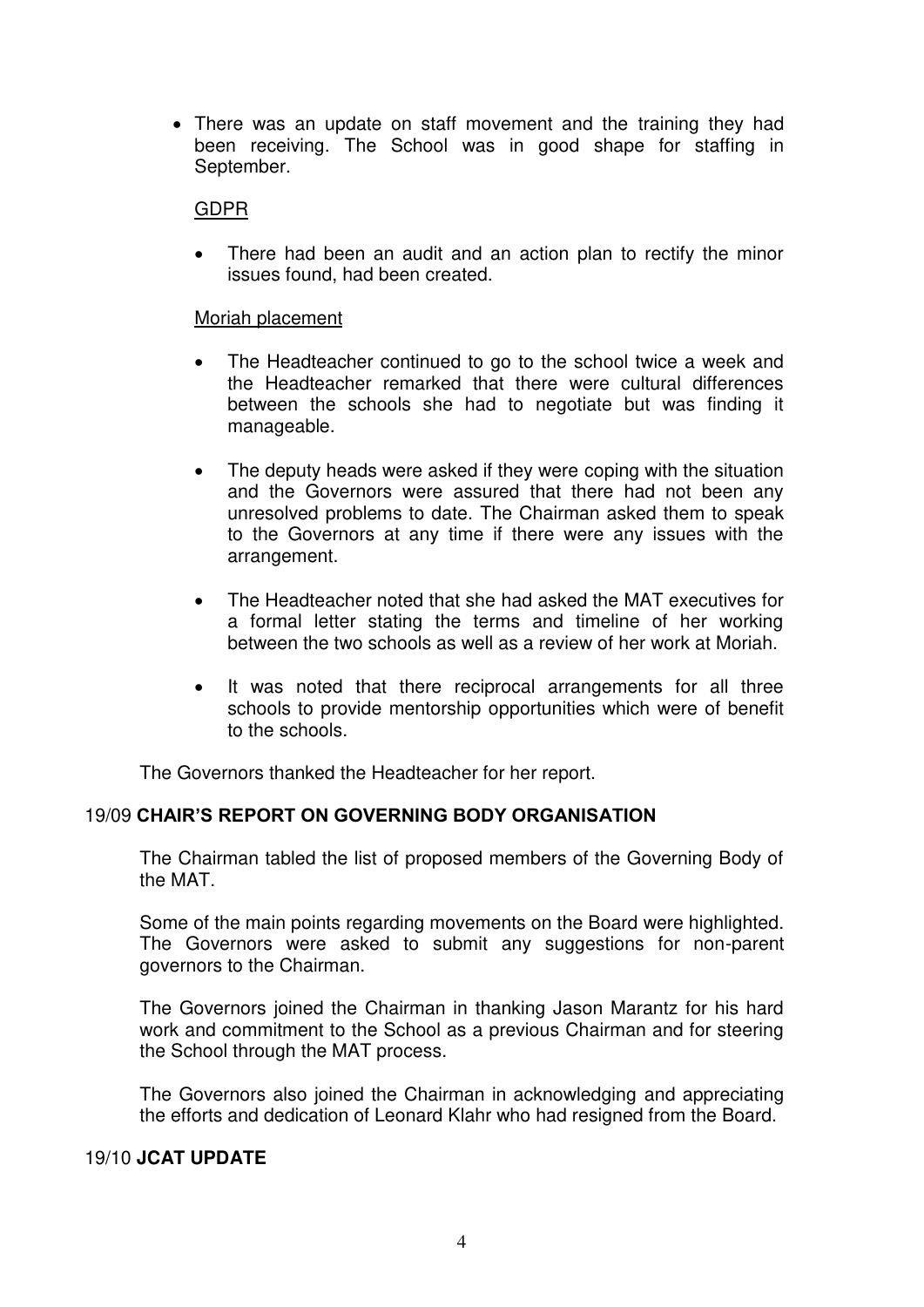- There was an update on staff movement and the training they had been receiving. The School was in good shape for staffing in September.

GDPR

- There had been an audit and an action plan to rectify the minor issues found, had been created.

Moriah placement

- The Headteacher continued to go to the school twice a week and the Headteacher remarked that there were cultural differences between the schools she had to negotiate but was finding it manageable.

- The deputy heads were asked if they were coping with the situation and the Governors were assured that there had not been any unresolved problems to date. The Chairman asked them to speak to the Governors at any time if there were any issues with the arrangement.

- The Headteacher noted that she had asked the MAT executives for a formal letter stating the terms and timeline of her working between the two schools as well as a review of her work at Moriah.

- It was noted that there reciprocal arrangements for all three schools to provide mentorship opportunities which were of benefit to the schools.

The Governors thanked the Headteacher for her report.

### 19/09 **CHAIR'S REPORT ON GOVERNING BODY ORGANISATION**

The Chairman tabled the list of proposed members of the Governing Body of the MAT.

Some of the main points regarding movements on the Board were highlighted. The Governors were asked to submit any suggestions for non-parent governors to the Chairman.

The Governors joined the Chairman in thanking Jason Marantz for his hard work and commitment to the School as a previous Chairman and for steering the School through the MAT process.

The Governors also joined the Chairman in acknowledging and appreciating the efforts and dedication of Leonard Klahr who had resigned from the Board.

### 19/10 **JCAT UPDATE**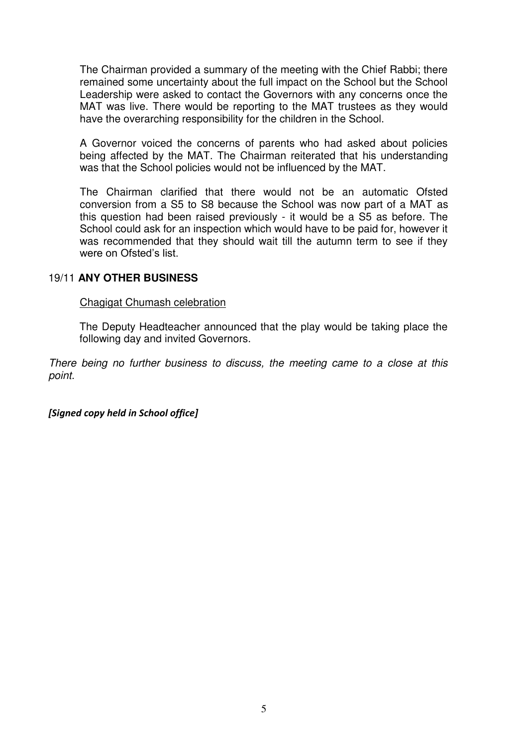The Chairman provided a summary of the meeting with the Chief Rabbi; there remained some uncertainty about the full impact on the School but the School Leadership were asked to contact the Governors with any concerns once the MAT was live. There would be reporting to the MAT trustees as they would have the overarching responsibility for the children in the School.

A Governor voiced the concerns of parents who had asked about policies being affected by the MAT. The Chairman reiterated that his understanding was that the School policies would not be influenced by the MAT.

The Chairman clarified that there would not be an automatic Ofsted conversion from a S5 to S8 because the School was now part of a MAT as this question had been raised previously - it would be a S5 as before. The School could ask for an inspection which would have to be paid for, however it was recommended that they should wait till the autumn term to see if they were on Ofsted's list.

## 19/11 **ANY OTHER BUSINESS**

Chagigat Chumash celebration

The Deputy Headteacher announced that the play would be taking place the following day and invited Governors.

*There being no further business to discuss, the meeting came to a close at this point.*

***[Signed copy held in School office]***